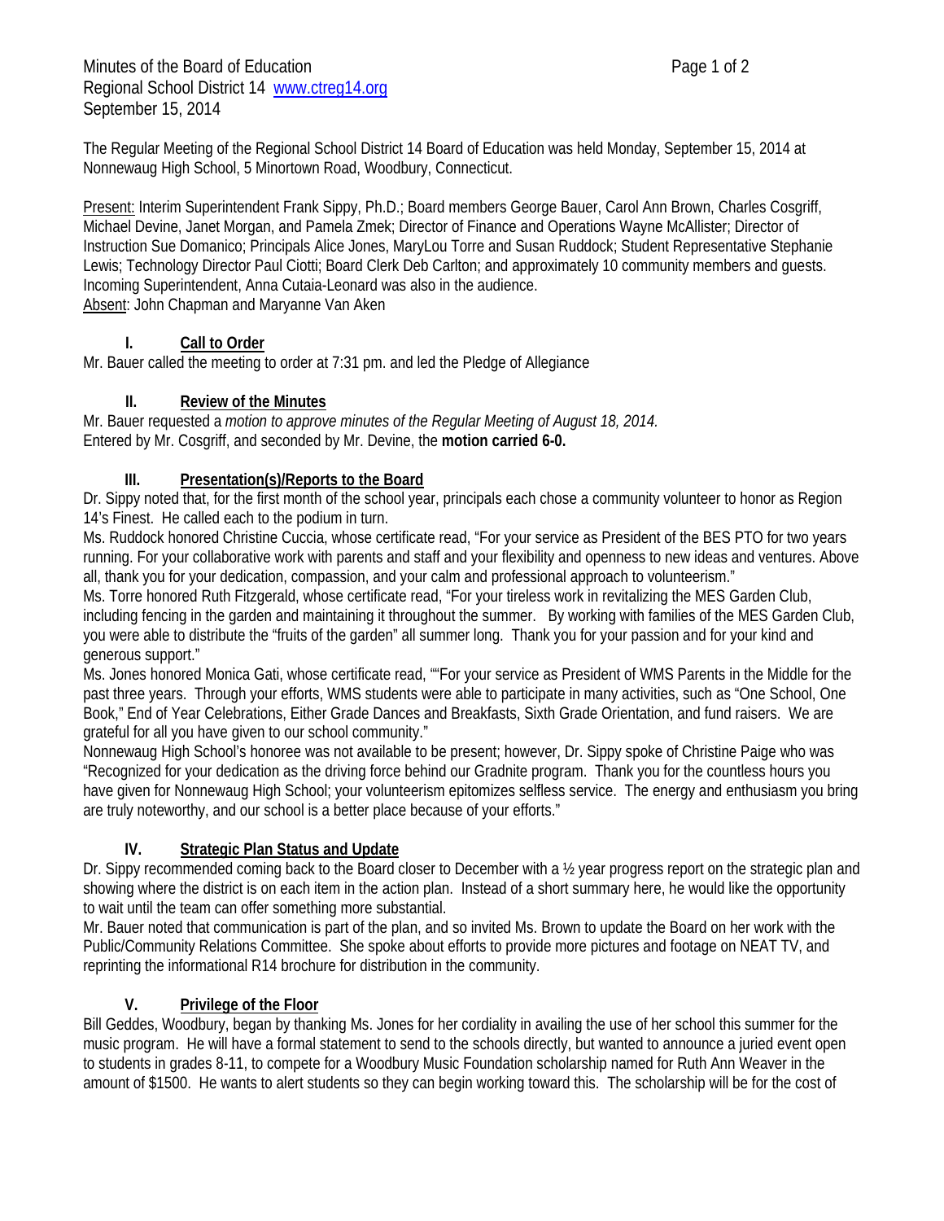Minutes of the Board of Education
Regional School District 14 www.ctreg14.org
September 15, 2014

The Regular Meeting of the Regional School District 14 Board of Education was held Monday, September 15, 2014 at Nonnewaug High School, 5 Minortown Road, Woodbury, Connecticut.

Present: Interim Superintendent Frank Sippy, Ph.D.; Board members George Bauer, Carol Ann Brown, Charles Cosgriff, Michael Devine, Janet Morgan, and Pamela Zmek; Director of Finance and Operations Wayne McAllister; Director of Instruction Sue Domanico; Principals Alice Jones, MaryLou Torre and Susan Ruddock; Student Representative Stephanie Lewis; Technology Director Paul Ciotti; Board Clerk Deb Carlton; and approximately 10 community members and guests. Incoming Superintendent, Anna Cutaia-Leonard was also in the audience.
Absent: John Chapman and Maryanne Van Aken

## I. Call to Order

Mr. Bauer called the meeting to order at 7:31 pm. and led the Pledge of Allegiance

## II. Review of the Minutes

Mr. Bauer requested a *motion to approve minutes of the Regular Meeting of August 18, 2014.*
Entered by Mr. Cosgriff, and seconded by Mr. Devine, the **motion carried 6-0.**

## III. Presentation(s)/Reports to the Board

Dr. Sippy noted that, for the first month of the school year, principals each chose a community volunteer to honor as Region 14's Finest. He called each to the podium in turn.

Ms. Ruddock honored Christine Cuccia, whose certificate read, "For your service as President of the BES PTO for two years running. For your collaborative work with parents and staff and your flexibility and openness to new ideas and ventures. Above all, thank you for your dedication, compassion, and your calm and professional approach to volunteerism."

Ms. Torre honored Ruth Fitzgerald, whose certificate read, "For your tireless work in revitalizing the MES Garden Club, including fencing in the garden and maintaining it throughout the summer. By working with families of the MES Garden Club, you were able to distribute the "fruits of the garden" all summer long. Thank you for your passion and for your kind and generous support."

Ms. Jones honored Monica Gati, whose certificate read, ""For your service as President of WMS Parents in the Middle for the past three years. Through your efforts, WMS students were able to participate in many activities, such as "One School, One Book," End of Year Celebrations, Either Grade Dances and Breakfasts, Sixth Grade Orientation, and fund raisers. We are grateful for all you have given to our school community."

Nonnewaug High School's honoree was not available to be present; however, Dr. Sippy spoke of Christine Paige who was "Recognized for your dedication as the driving force behind our Gradnite program. Thank you for the countless hours you have given for Nonnewaug High School; your volunteerism epitomizes selfless service. The energy and enthusiasm you bring are truly noteworthy, and our school is a better place because of your efforts."

## IV. Strategic Plan Status and Update

Dr. Sippy recommended coming back to the Board closer to December with a ½ year progress report on the strategic plan and showing where the district is on each item in the action plan. Instead of a short summary here, he would like the opportunity to wait until the team can offer something more substantial.

Mr. Bauer noted that communication is part of the plan, and so invited Ms. Brown to update the Board on her work with the Public/Community Relations Committee. She spoke about efforts to provide more pictures and footage on NEAT TV, and reprinting the informational R14 brochure for distribution in the community.

## V. Privilege of the Floor

Bill Geddes, Woodbury, began by thanking Ms. Jones for her cordiality in availing the use of her school this summer for the music program. He will have a formal statement to send to the schools directly, but wanted to announce a juried event open to students in grades 8-11, to compete for a Woodbury Music Foundation scholarship named for Ruth Ann Weaver in the amount of $1500. He wants to alert students so they can begin working toward this. The scholarship will be for the cost of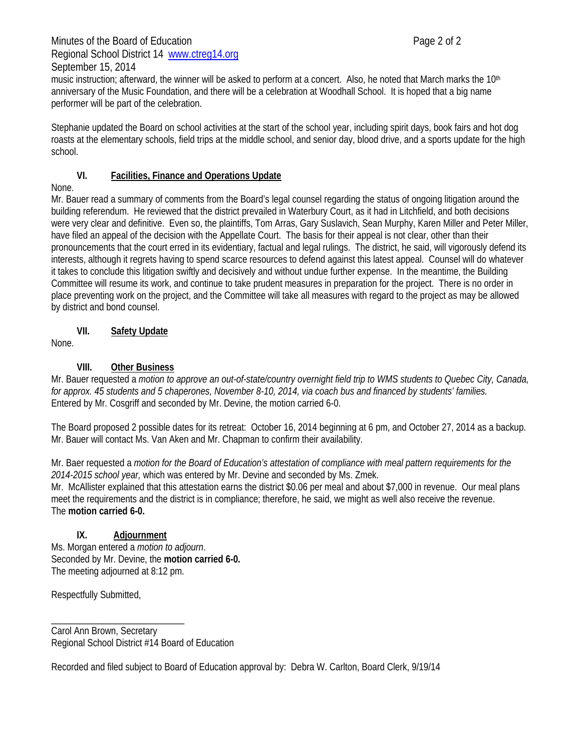music instruction; afterward, the winner will be asked to perform at a concert. Also, he noted that March marks the 10th anniversary of the Music Foundation, and there will be a celebration at Woodhall School. It is hoped that a big name performer will be part of the celebration.

Stephanie updated the Board on school activities at the start of the school year, including spirit days, book fairs and hot dog roasts at the elementary schools, field trips at the middle school, and senior day, blood drive, and a sports update for the high school.

## VI. Facilities, Finance and Operations Update

None.

Mr. Bauer read a summary of comments from the Board's legal counsel regarding the status of ongoing litigation around the building referendum. He reviewed that the district prevailed in Waterbury Court, as it had in Litchfield, and both decisions were very clear and definitive. Even so, the plaintiffs, Tom Arras, Gary Suslavich, Sean Murphy, Karen Miller and Peter Miller, have filed an appeal of the decision with the Appellate Court. The basis for their appeal is not clear, other than their pronouncements that the court erred in its evidentiary, factual and legal rulings. The district, he said, will vigorously defend its interests, although it regrets having to spend scarce resources to defend against this latest appeal. Counsel will do whatever it takes to conclude this litigation swiftly and decisively and without undue further expense. In the meantime, the Building Committee will resume its work, and continue to take prudent measures in preparation for the project. There is no order in place preventing work on the project, and the Committee will take all measures with regard to the project as may be allowed by district and bond counsel.

## VII. Safety Update

None.

## VIII. Other Business

Mr. Bauer requested a *motion to approve an out-of-state/country overnight field trip to WMS students to Quebec City, Canada, for approx. 45 students and 5 chaperones, November 8-10, 2014, via coach bus and financed by students' families.*
Entered by Mr. Cosgriff and seconded by Mr. Devine, the motion carried 6-0.

The Board proposed 2 possible dates for its retreat: October 16, 2014 beginning at 6 pm, and October 27, 2014 as a backup. Mr. Bauer will contact Ms. Van Aken and Mr. Chapman to confirm their availability.

Mr. Baer requested a *motion for the Board of Education's attestation of compliance with meal pattern requirements for the 2014-2015 school year,* which was entered by Mr. Devine and seconded by Ms. Zmek.
Mr. McAllister explained that this attestation earns the district $0.06 per meal and about $7,000 in revenue. Our meal plans meet the requirements and the district is in compliance; therefore, he said, we might as well also receive the revenue.
The **motion carried 6-0.**

## IX. Adjournment

Ms. Morgan entered a *motion to adjourn*.
Seconded by Mr. Devine, the **motion carried 6-0.**
The meeting adjourned at 8:12 pm.

Respectfully Submitted,

\_\_\_\_\_\_\_\_\_\_\_\_\_\_\_\_\_\_\_\_\_\_\_\_\_\_\_\_
Carol Ann Brown, Secretary
Regional School District #14 Board of Education

Recorded and filed subject to Board of Education approval by: Debra W. Carlton, Board Clerk, 9/19/14